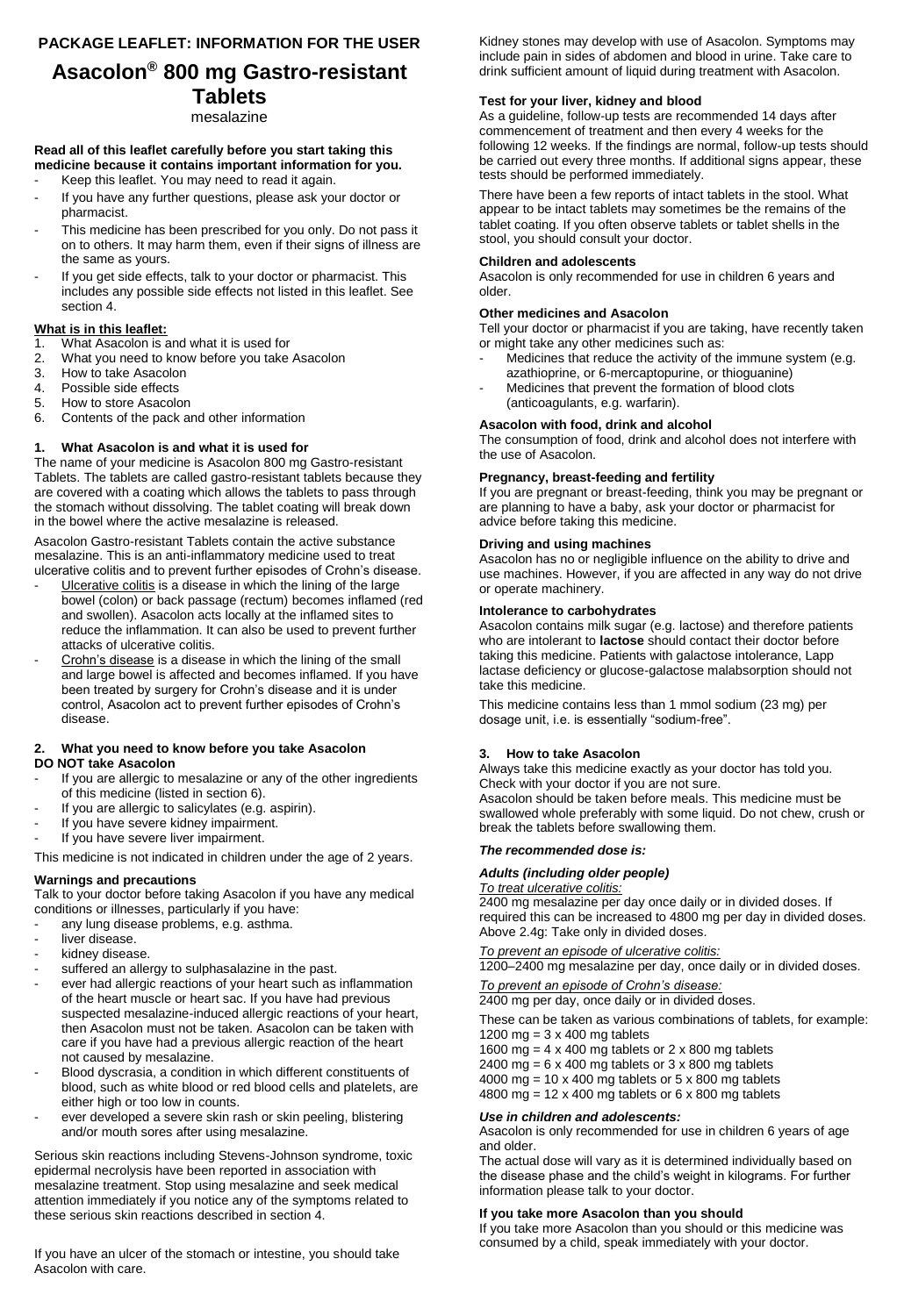**PACKAGE LEAFLET: INFORMATION FOR THE USER**

# Asacolon® 800 mg Gastro-resistant Tablets

mesalazine

**Read all of this leaflet carefully before you start taking this medicine because it contains important information for you.**

- Keep this leaflet. You may need to read it again.
- If you have any further questions, please ask your doctor or pharmacist.
- This medicine has been prescribed for you only. Do not pass it on to others. It may harm them, even if their signs of illness are the same as yours.
- If you get side effects, talk to your doctor or pharmacist. This includes any possible side effects not listed in this leaflet. See section 4.

**What is in this leaflet:**

1. What Asacolon is and what it is used for
2. What you need to know before you take Asacolon
3. How to take Asacolon
4. Possible side effects
5. How to store Asacolon
6. Contents of the pack and other information

## 1. What Asacolon is and what it is used for

The name of your medicine is Asacolon 800 mg Gastro-resistant Tablets. The tablets are called gastro-resistant tablets because they are covered with a coating which allows the tablets to pass through the stomach without dissolving. The tablet coating will break down in the bowel where the active mesalazine is released.

Asacolon Gastro-resistant Tablets contain the active substance mesalazine. This is an anti-inflammatory medicine used to treat ulcerative colitis and to prevent further episodes of Crohn's disease.

- Ulcerative colitis is a disease in which the lining of the large bowel (colon) or back passage (rectum) becomes inflamed (red and swollen). Asacolon acts locally at the inflamed sites to reduce the inflammation. It can also be used to prevent further attacks of ulcerative colitis.
- Crohn's disease is a disease in which the lining of the small and large bowel is affected and becomes inflamed. If you have been treated by surgery for Crohn's disease and it is under control, Asacolon act to prevent further episodes of Crohn's disease.

## 2. What you need to know before you take Asacolon

**DO NOT take Asacolon**

- If you are allergic to mesalazine or any of the other ingredients of this medicine (listed in section 6).
- If you are allergic to salicylates (e.g. aspirin).
- If you have severe kidney impairment.
- If you have severe liver impairment.

This medicine is not indicated in children under the age of 2 years.

**Warnings and precautions**

Talk to your doctor before taking Asacolon if you have any medical conditions or illnesses, particularly if you have:

- any lung disease problems, e.g. asthma.
- liver disease.
- kidney disease.
- suffered an allergy to sulphasalazine in the past.
- ever had allergic reactions of your heart such as inflammation of the heart muscle or heart sac. If you have had previous suspected mesalazine-induced allergic reactions of your heart, then Asacolon must not be taken. Asacolon can be taken with care if you have had a previous allergic reaction of the heart not caused by mesalazine.
- Blood dyscrasia, a condition in which different constituents of blood, such as white blood or red blood cells and platelets, are either high or too low in counts.
- ever developed a severe skin rash or skin peeling, blistering and/or mouth sores after using mesalazine.

Serious skin reactions including Stevens-Johnson syndrome, toxic epidermal necrolysis have been reported in association with mesalazine treatment. Stop using mesalazine and seek medical attention immediately if you notice any of the symptoms related to these serious skin reactions described in section 4.

If you have an ulcer of the stomach or intestine, you should take Asacolon with care.

Kidney stones may develop with use of Asacolon. Symptoms may include pain in sides of abdomen and blood in urine. Take care to drink sufficient amount of liquid during treatment with Asacolon.

**Test for your liver, kidney and blood**

As a guideline, follow-up tests are recommended 14 days after commencement of treatment and then every 4 weeks for the following 12 weeks. If the findings are normal, follow-up tests should be carried out every three months. If additional signs appear, these tests should be performed immediately.

There have been a few reports of intact tablets in the stool. What appear to be intact tablets may sometimes be the remains of the tablet coating. If you often observe tablets or tablet shells in the stool, you should consult your doctor.

**Children and adolescents**

Asacolon is only recommended for use in children 6 years and older.

**Other medicines and Asacolon**

Tell your doctor or pharmacist if you are taking, have recently taken or might take any other medicines such as:

- Medicines that reduce the activity of the immune system (e.g. azathioprine, or 6-mercaptopurine, or thioguanine)
- Medicines that prevent the formation of blood clots (anticoagulants, e.g. warfarin).

**Asacolon with food, drink and alcohol**

The consumption of food, drink and alcohol does not interfere with the use of Asacolon.

**Pregnancy, breast-feeding and fertility**

If you are pregnant or breast-feeding, think you may be pregnant or are planning to have a baby, ask your doctor or pharmacist for advice before taking this medicine.

**Driving and using machines**

Asacolon has no or negligible influence on the ability to drive and use machines. However, if you are affected in any way do not drive or operate machinery.

**Intolerance to carbohydrates**

Asacolon contains milk sugar (e.g. lactose) and therefore patients who are intolerant to **lactose** should contact their doctor before taking this medicine. Patients with galactose intolerance, Lapp lactase deficiency or glucose-galactose malabsorption should not take this medicine.

This medicine contains less than 1 mmol sodium (23 mg) per dosage unit, i.e. is essentially "sodium-free".

## 3. How to take Asacolon

Always take this medicine exactly as your doctor has told you. Check with your doctor if you are not sure.

Asacolon should be taken before meals. This medicine must be swallowed whole preferably with some liquid. Do not chew, crush or break the tablets before swallowing them.

***The recommended dose is:***

***Adults (including older people)***

*To treat ulcerative colitis:*

2400 mg mesalazine per day once daily or in divided doses. If required this can be increased to 4800 mg per day in divided doses. Above 2.4g: Take only in divided doses.

*To prevent an episode of ulcerative colitis:*

1200–2400 mg mesalazine per day, once daily or in divided doses.

*To prevent an episode of Crohn's disease:*

2400 mg per day, once daily or in divided doses.

These can be taken as various combinations of tablets, for example:

1200 mg = 3 x 400 mg tablets
1600 mg = 4 x 400 mg tablets or 2 x 800 mg tablets
2400 mg = 6 x 400 mg tablets or 3 x 800 mg tablets
4000 mg = 10 x 400 mg tablets or 5 x 800 mg tablets
4800 mg = 12 x 400 mg tablets or 6 x 800 mg tablets

***Use in children and adolescents:***

Asacolon is only recommended for use in children 6 years of age and older.

The actual dose will vary as it is determined individually based on the disease phase and the child's weight in kilograms. For further information please talk to your doctor.

**If you take more Asacolon than you should**

If you take more Asacolon than you should or this medicine was consumed by a child, speak immediately with your doctor.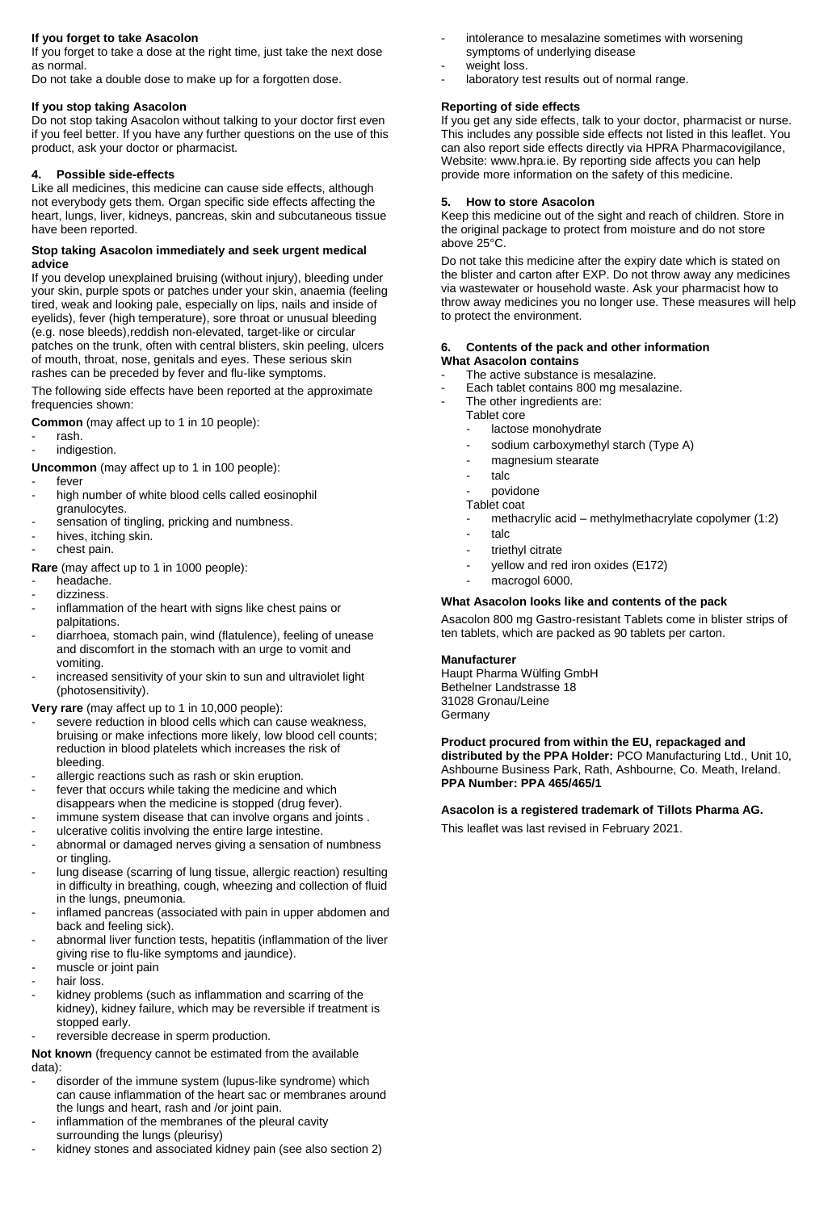**If you forget to take Asacolon**

If you forget to take a dose at the right time, just take the next dose as normal.

Do not take a double dose to make up for a forgotten dose.

**If you stop taking Asacolon**

Do not stop taking Asacolon without talking to your doctor first even if you feel better. If you have any further questions on the use of this product, ask your doctor or pharmacist.

## 4. Possible side-effects

Like all medicines, this medicine can cause side effects, although not everybody gets them. Organ specific side effects affecting the heart, lungs, liver, kidneys, pancreas, skin and subcutaneous tissue have been reported.

**Stop taking Asacolon immediately and seek urgent medical advice**

If you develop unexplained bruising (without injury), bleeding under your skin, purple spots or patches under your skin, anaemia (feeling tired, weak and looking pale, especially on lips, nails and inside of eyelids), fever (high temperature), sore throat or unusual bleeding (e.g. nose bleeds),reddish non-elevated, target-like or circular patches on the trunk, often with central blisters, skin peeling, ulcers of mouth, throat, nose, genitals and eyes. These serious skin rashes can be preceded by fever and flu-like symptoms.

The following side effects have been reported at the approximate frequencies shown:

**Common** (may affect up to 1 in 10 people):

- rash.
- indigestion.

**Uncommon** (may affect up to 1 in 100 people):

- fever
- high number of white blood cells called eosinophil granulocytes.
- sensation of tingling, pricking and numbness.
- hives, itching skin.
- chest pain.

**Rare** (may affect up to 1 in 1000 people):

- headache.
- dizziness.
- inflammation of the heart with signs like chest pains or palpitations.
- diarrhoea, stomach pain, wind (flatulence), feeling of unease and discomfort in the stomach with an urge to vomit and vomiting.
- increased sensitivity of your skin to sun and ultraviolet light (photosensitivity).

**Very rare** (may affect up to 1 in 10,000 people):

- severe reduction in blood cells which can cause weakness, bruising or make infections more likely, low blood cell counts; reduction in blood platelets which increases the risk of bleeding.
- allergic reactions such as rash or skin eruption.
- fever that occurs while taking the medicine and which disappears when the medicine is stopped (drug fever).
- immune system disease that can involve organs and joints .
- ulcerative colitis involving the entire large intestine.
- abnormal or damaged nerves giving a sensation of numbness or tingling.
- lung disease (scarring of lung tissue, allergic reaction) resulting in difficulty in breathing, cough, wheezing and collection of fluid in the lungs, pneumonia.
- inflamed pancreas (associated with pain in upper abdomen and back and feeling sick).
- abnormal liver function tests, hepatitis (inflammation of the liver giving rise to flu-like symptoms and jaundice).
- muscle or joint pain
- hair loss.
- kidney problems (such as inflammation and scarring of the kidney), kidney failure, which may be reversible if treatment is stopped early.
- reversible decrease in sperm production.

**Not known** (frequency cannot be estimated from the available data):

- disorder of the immune system (lupus-like syndrome) which can cause inflammation of the heart sac or membranes around the lungs and heart, rash and /or joint pain.
- inflammation of the membranes of the pleural cavity surrounding the lungs (pleurisy)
- kidney stones and associated kidney pain (see also section 2)
- intolerance to mesalazine sometimes with worsening symptoms of underlying disease
- weight loss.
- laboratory test results out of normal range.

**Reporting of side effects**

If you get any side effects, talk to your doctor, pharmacist or nurse. This includes any possible side effects not listed in this leaflet. You can also report side effects directly via HPRA Pharmacovigilance, Website: www.hpra.ie. By reporting side affects you can help provide more information on the safety of this medicine.

## 5. How to store Asacolon

Keep this medicine out of the sight and reach of children. Store in the original package to protect from moisture and do not store above 25°C.

Do not take this medicine after the expiry date which is stated on the blister and carton after EXP. Do not throw away any medicines via wastewater or household waste. Ask your pharmacist how to throw away medicines you no longer use. These measures will help to protect the environment.

## 6. Contents of the pack and other information

**What Asacolon contains**

- The active substance is mesalazine.
- Each tablet contains 800 mg mesalazine.
- The other ingredients are:

  Tablet core
  - lactose monohydrate
  - sodium carboxymethyl starch (Type A)
  - magnesium stearate
  - talc
  - povidone

  Tablet coat
  - methacrylic acid – methylmethacrylate copolymer (1:2)
  - talc
  - triethyl citrate
  - yellow and red iron oxides (E172)
  - macrogol 6000.

**What Asacolon looks like and contents of the pack**

Asacolon 800 mg Gastro-resistant Tablets come in blister strips of ten tablets, which are packed as 90 tablets per carton.

**Manufacturer**

Haupt Pharma Wülfing GmbH
Bethelner Landstrasse 18
31028 Gronau/Leine
Germany

**Product procured from within the EU, repackaged and distributed by the PPA Holder:** PCO Manufacturing Ltd., Unit 10, Ashbourne Business Park, Rath, Ashbourne, Co. Meath, Ireland.
**PPA Number: PPA 465/465/1**

**Asacolon is a registered trademark of Tillots Pharma AG.**

This leaflet was last revised in February 2021.